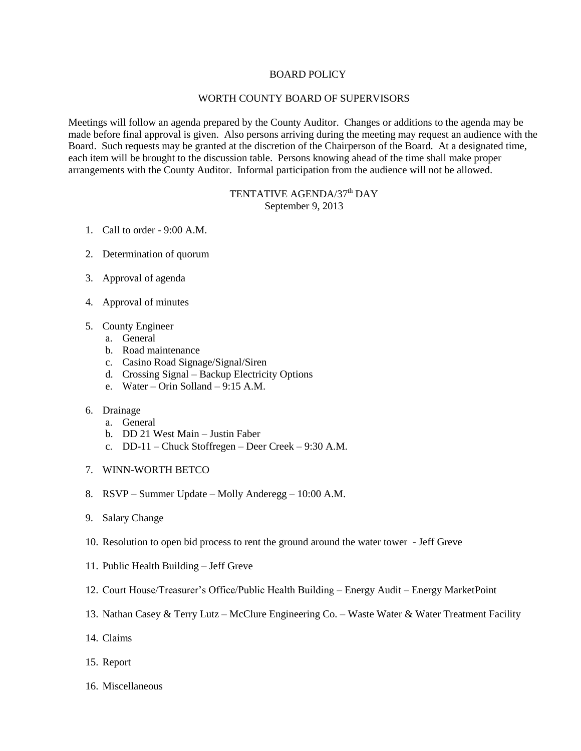# BOARD POLICY

## WORTH COUNTY BOARD OF SUPERVISORS

Meetings will follow an agenda prepared by the County Auditor. Changes or additions to the agenda may be made before final approval is given. Also persons arriving during the meeting may request an audience with the Board. Such requests may be granted at the discretion of the Chairperson of the Board. At a designated time, each item will be brought to the discussion table. Persons knowing ahead of the time shall make proper arrangements with the County Auditor. Informal participation from the audience will not be allowed.

## TENTATIVE AGENDA/37th DAY
September 9, 2013

1. Call to order - 9:00 A.M.

2. Determination of quorum

3. Approval of agenda

4. Approval of minutes

5. County Engineer
   a. General
   b. Road maintenance
   c. Casino Road Signage/Signal/Siren
   d. Crossing Signal – Backup Electricity Options
   e. Water – Orin Solland – 9:15 A.M.

6. Drainage
   a. General
   b. DD 21 West Main – Justin Faber
   c. DD-11 – Chuck Stoffregen – Deer Creek – 9:30 A.M.

7. WINN-WORTH BETCO

8. RSVP – Summer Update – Molly Anderegg – 10:00 A.M.

9. Salary Change

10. Resolution to open bid process to rent the ground around the water tower - Jeff Greve

11. Public Health Building – Jeff Greve

12. Court House/Treasurer's Office/Public Health Building – Energy Audit – Energy MarketPoint

13. Nathan Casey & Terry Lutz – McClure Engineering Co. – Waste Water & Water Treatment Facility

14. Claims

15. Report

16. Miscellaneous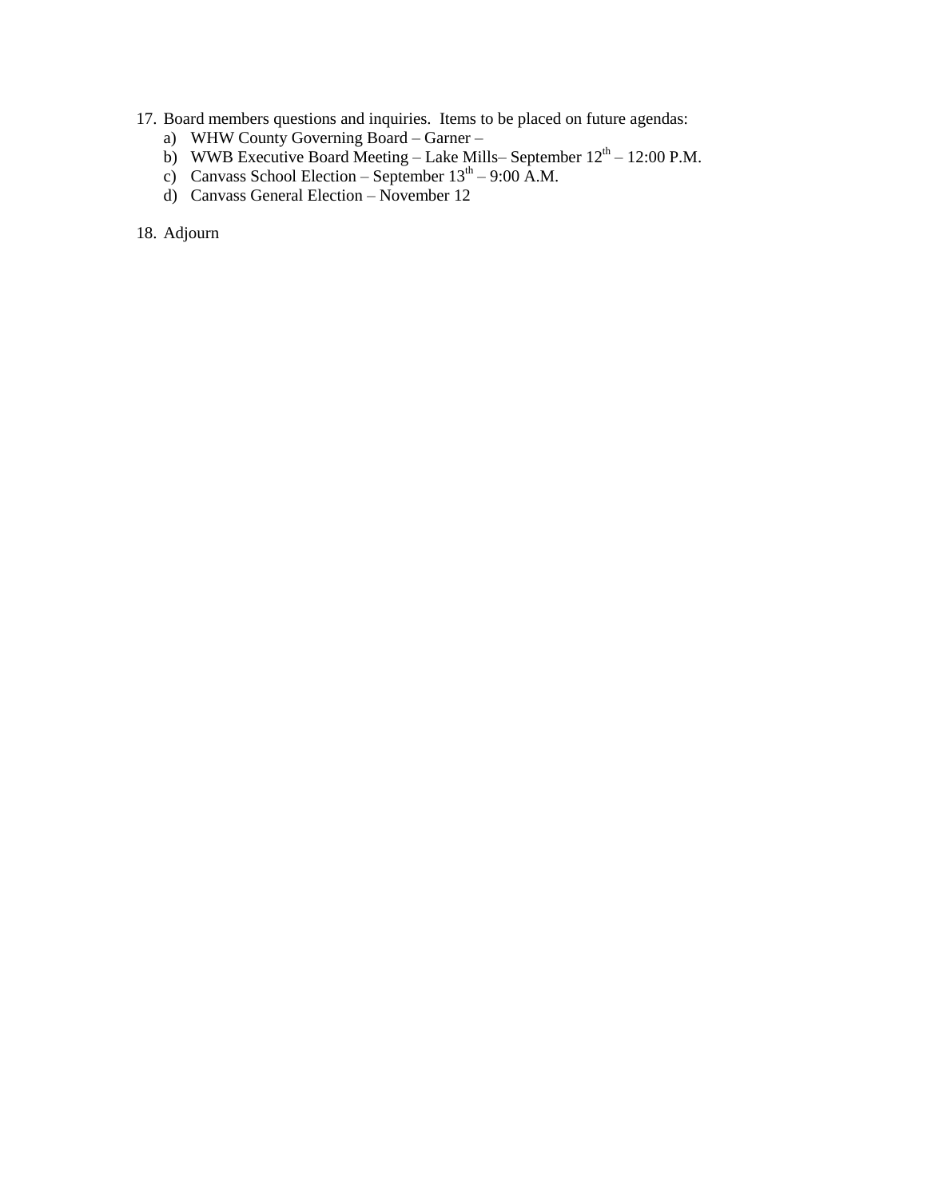17. Board members questions and inquiries. Items to be placed on future agendas:
    a) WHW County Governing Board – Garner –
    b) WWB Executive Board Meeting – Lake Mills– September 12th – 12:00 P.M.
    c) Canvass School Election – September 13th – 9:00 A.M.
    d) Canvass General Election – November 12

18. Adjourn